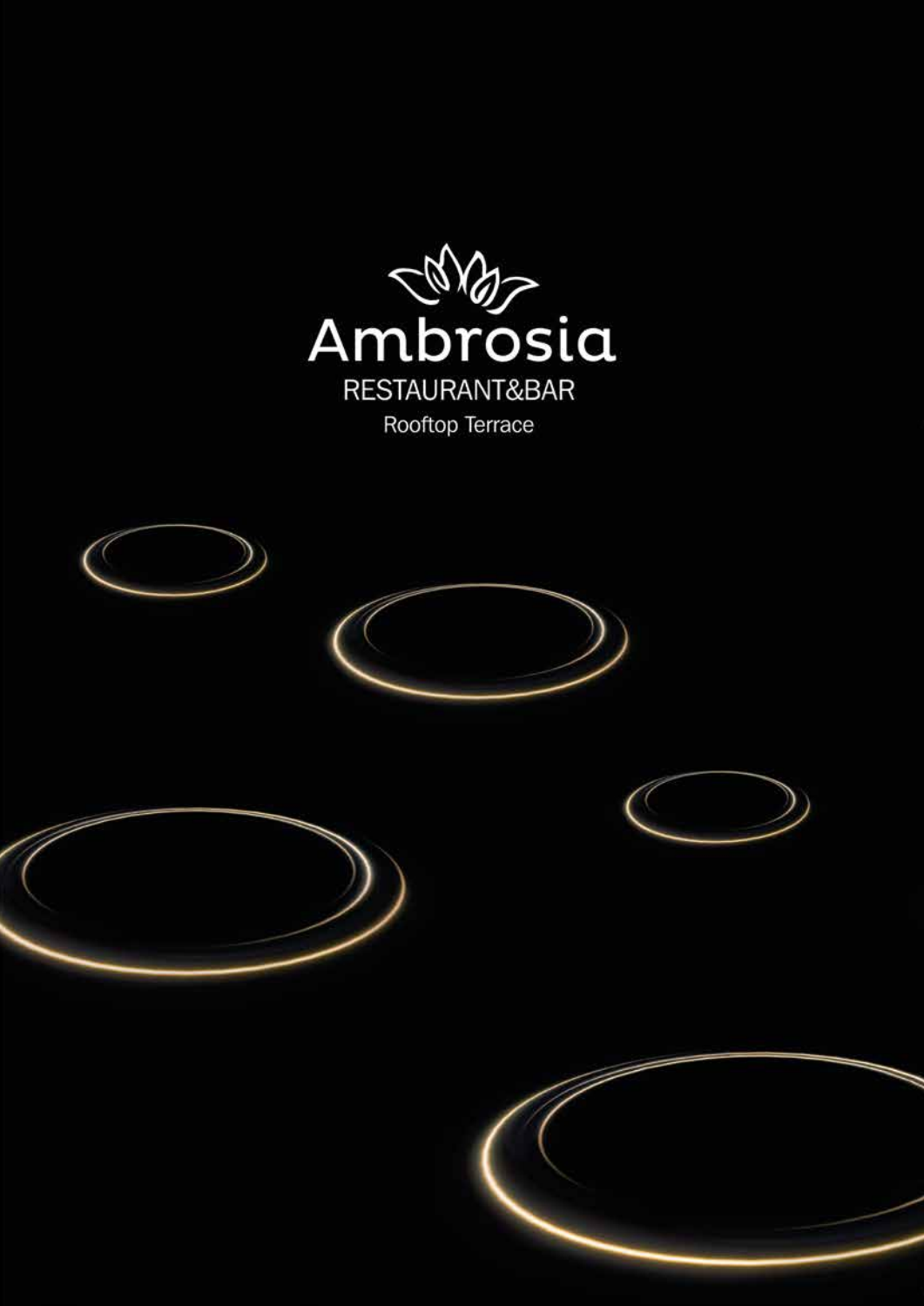# Ambrosia

RESTAURANT&BAR

Rooftop Terrace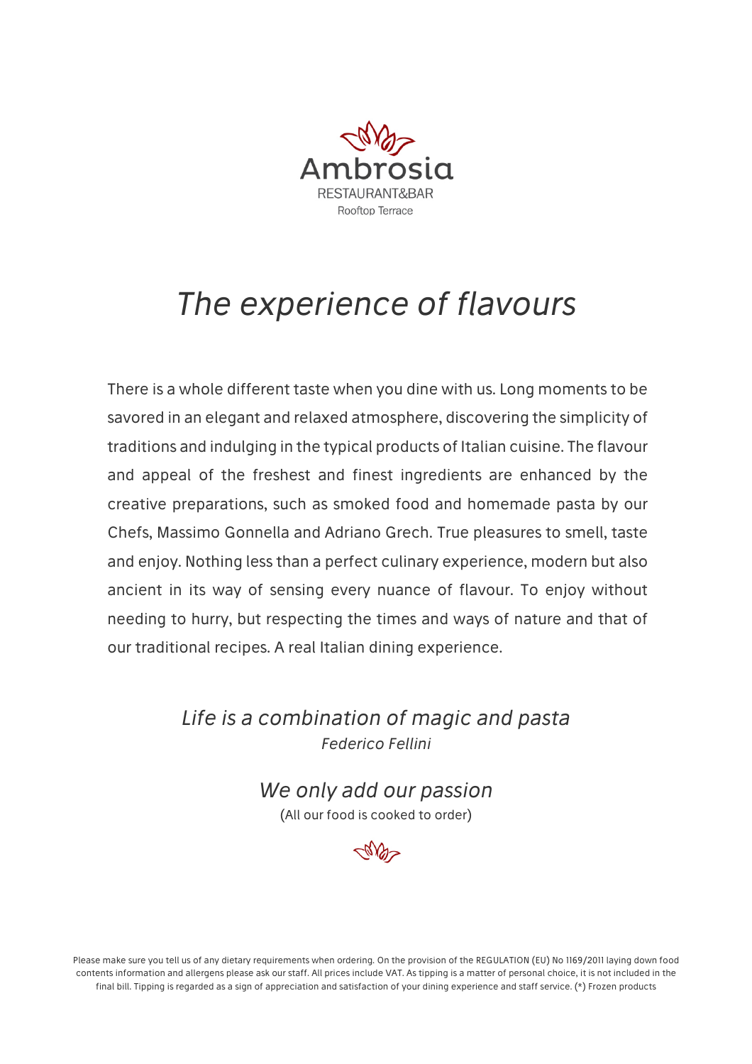# Ambrosia

RESTAURANT&BAR
Rooftop Terrace

## *The experience of flavours*

There is a whole different taste when you dine with us. Long moments to be savored in an elegant and relaxed atmosphere, discovering the simplicity of traditions and indulging in the typical products of Italian cuisine. The flavour and appeal of the freshest and finest ingredients are enhanced by the creative preparations, such as smoked food and homemade pasta by our Chefs, Massimo Gonnella and Adriano Grech. True pleasures to smell, taste and enjoy. Nothing less than a perfect culinary experience, modern but also ancient in its way of sensing every nuance of flavour. To enjoy without needing to hurry, but respecting the times and ways of nature and that of our traditional recipes. A real Italian dining experience.

*Life is a combination of magic and pasta*
*Federico Fellini*

*We only add our passion*
(All our food is cooked to order)

Please make sure you tell us of any dietary requirements when ordering. On the provision of the REGULATION (EU) No 1169/2011 laying down food contents information and allergens please ask our staff. All prices include VAT. As tipping is a matter of personal choice, it is not included in the final bill. Tipping is regarded as a sign of appreciation and satisfaction of your dining experience and staff service. (*) Frozen products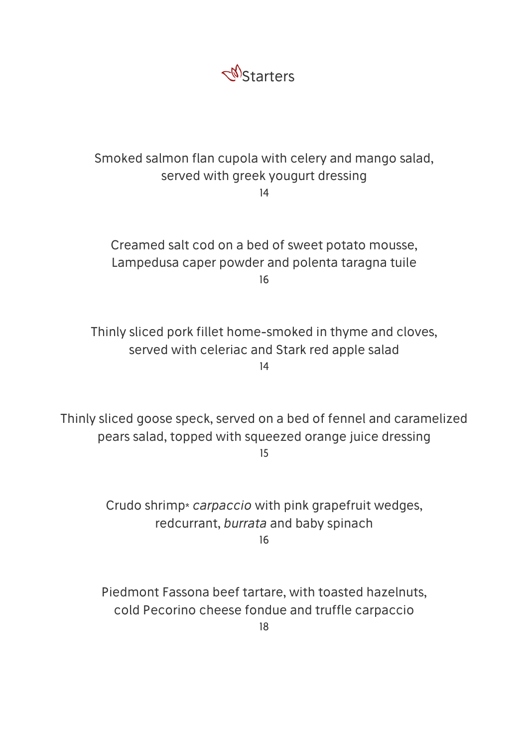# Starters

Smoked salmon flan cupola with celery and mango salad,
served with greek yougurt dressing
14

Creamed salt cod on a bed of sweet potato mousse,
Lampedusa caper powder and polenta taragna tuile
16

Thinly sliced pork fillet home-smoked in thyme and cloves,
served with celeriac and Stark red apple salad
14

Thinly sliced goose speck, served on a bed of fennel and caramelized
pears salad, topped with squeezed orange juice dressing
15

Crudo shrimp* *carpaccio* with pink grapefruit wedges,
redcurrant, *burrata* and baby spinach
16

Piedmont Fassona beef tartare, with toasted hazelnuts,
cold Pecorino cheese fondue and truffle carpaccio
18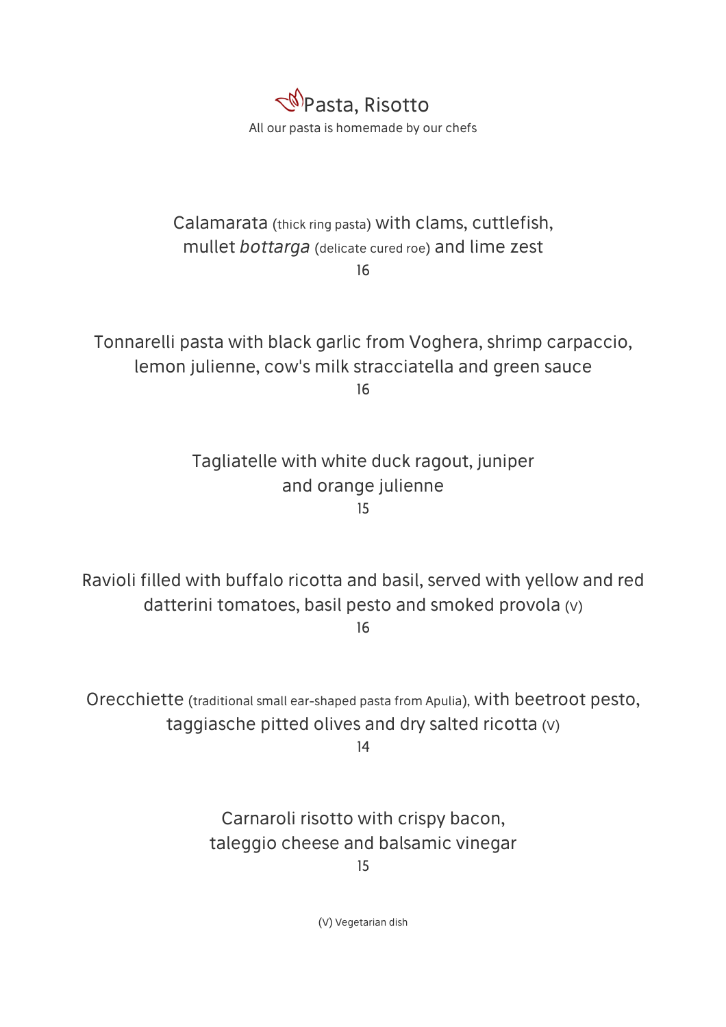# Pasta, Risotto

All our pasta is homemade by our chefs

Calamarata (thick ring pasta) with clams, cuttlefish, mullet *bottarga* (delicate cured roe) and lime zest

16

Tonnarelli pasta with black garlic from Voghera, shrimp carpaccio, lemon julienne, cow's milk stracciatella and green sauce

16

Tagliatelle with white duck ragout, juniper and orange julienne

15

Ravioli filled with buffalo ricotta and basil, served with yellow and red datterini tomatoes, basil pesto and smoked provola (V)

16

Orecchiette (traditional small ear-shaped pasta from Apulia), with beetroot pesto, taggiasche pitted olives and dry salted ricotta (V)

14

Carnaroli risotto with crispy bacon, taleggio cheese and balsamic vinegar

15

(V) Vegetarian dish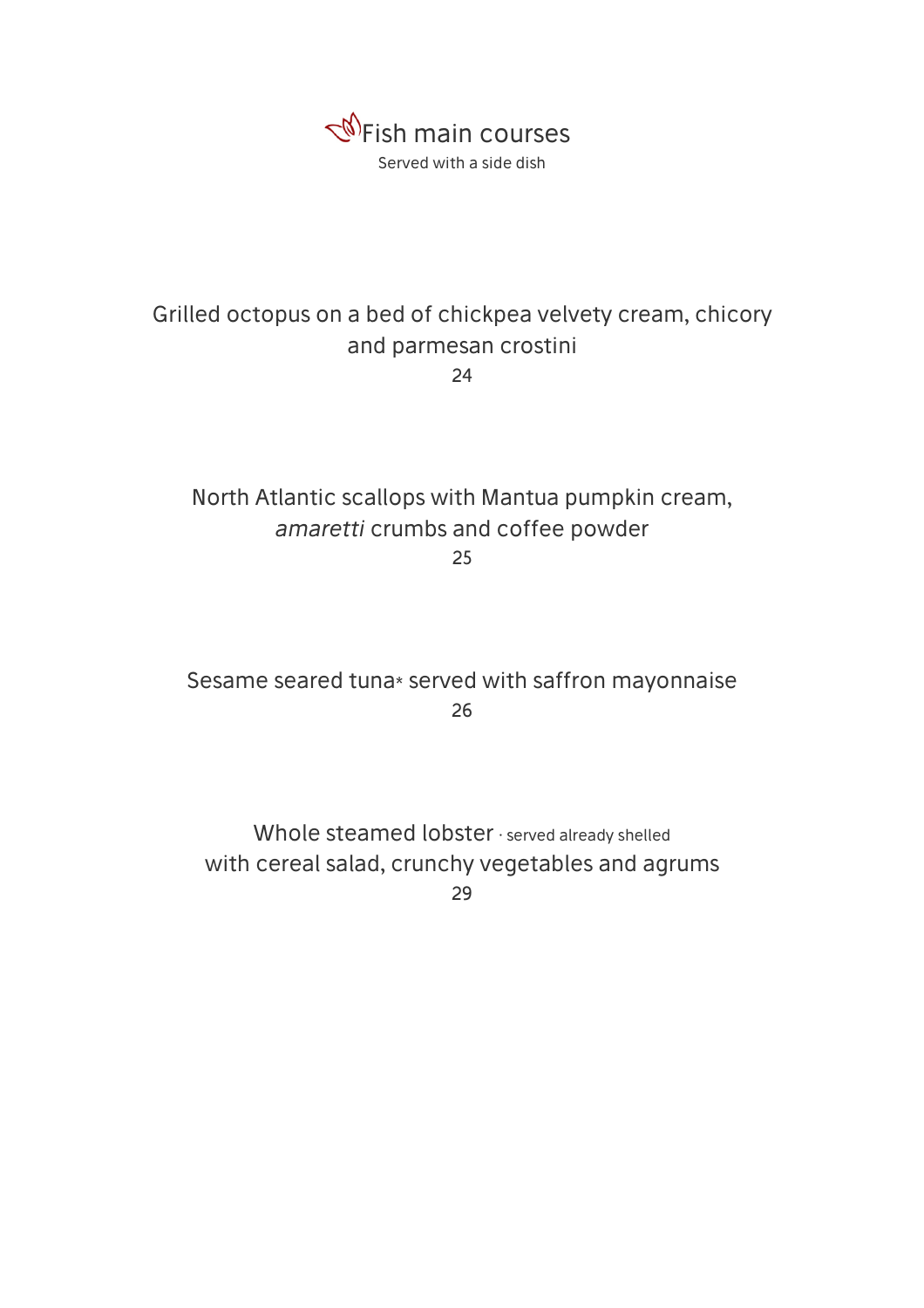# Fish main courses

Served with a side dish

Grilled octopus on a bed of chickpea velvety cream, chicory and parmesan crostini

24

North Atlantic scallops with Mantua pumpkin cream, *amaretti* crumbs and coffee powder

25

Sesame seared tuna* served with saffron mayonnaise

26

Whole steamed lobster · served already shelled with cereal salad, crunchy vegetables and agrums

29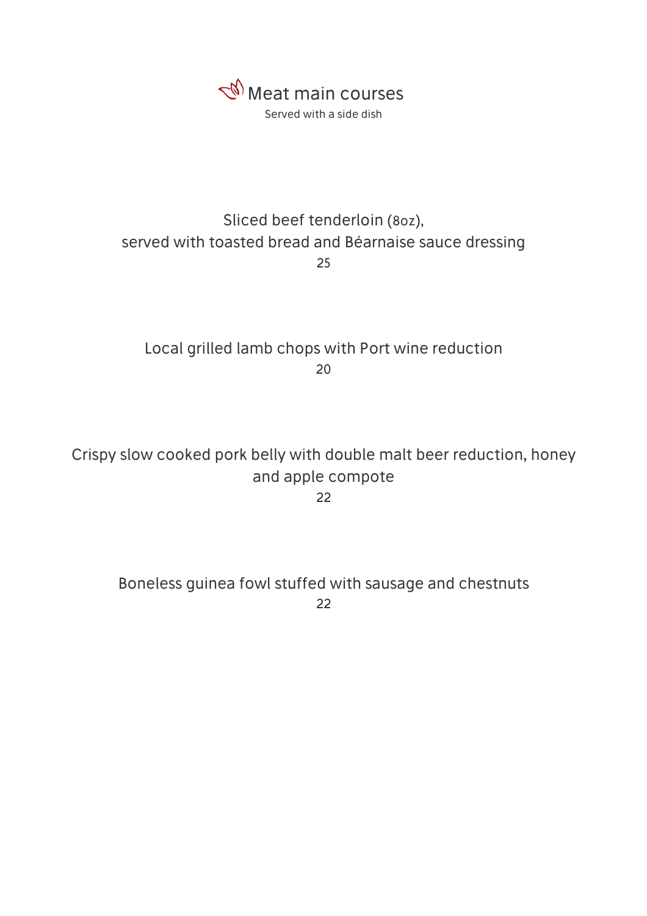## Meat main courses

Served with a side dish

Sliced beef tenderloin (8oz),
served with toasted bread and Béarnaise sauce dressing
25

Local grilled lamb chops with Port wine reduction
20

Crispy slow cooked pork belly with double malt beer reduction, honey and apple compote
22

Boneless guinea fowl stuffed with sausage and chestnuts
22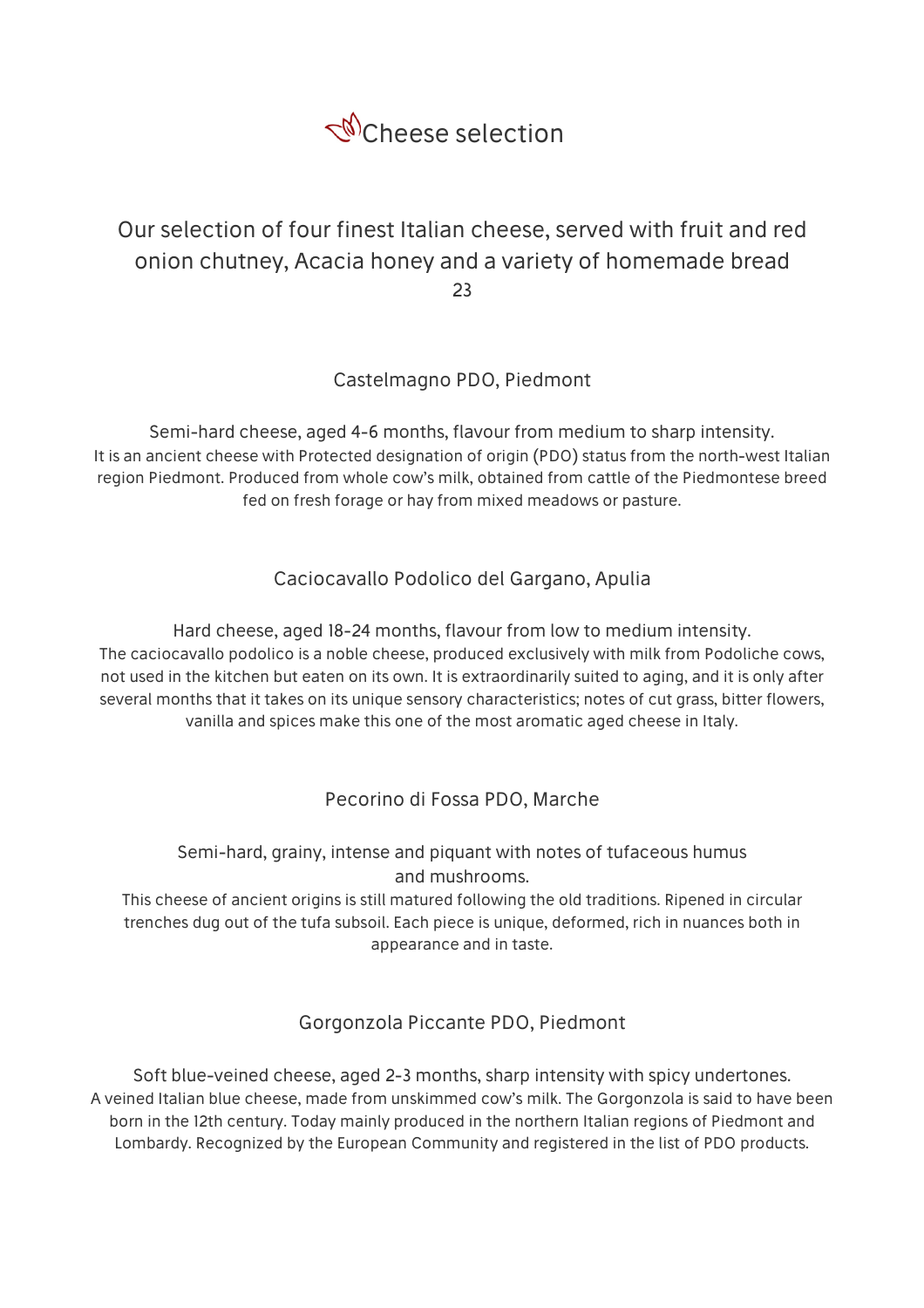# Cheese selection

Our selection of four finest Italian cheese, served with fruit and red onion chutney, Acacia honey and a variety of homemade bread

23

### Castelmagno PDO, Piedmont

Semi-hard cheese, aged 4-6 months, flavour from medium to sharp intensity.

It is an ancient cheese with Protected designation of origin (PDO) status from the north-west Italian region Piedmont. Produced from whole cow's milk, obtained from cattle of the Piedmontese breed fed on fresh forage or hay from mixed meadows or pasture.

### Caciocavallo Podolico del Gargano, Apulia

Hard cheese, aged 18-24 months, flavour from low to medium intensity.

The caciocavallo podolico is a noble cheese, produced exclusively with milk from Podoliche cows, not used in the kitchen but eaten on its own. It is extraordinarily suited to aging, and it is only after several months that it takes on its unique sensory characteristics; notes of cut grass, bitter flowers, vanilla and spices make this one of the most aromatic aged cheese in Italy.

### Pecorino di Fossa PDO, Marche

Semi-hard, grainy, intense and piquant with notes of tufaceous humus and mushrooms.

This cheese of ancient origins is still matured following the old traditions. Ripened in circular trenches dug out of the tufa subsoil. Each piece is unique, deformed, rich in nuances both in appearance and in taste.

### Gorgonzola Piccante PDO, Piedmont

Soft blue-veined cheese, aged 2-3 months, sharp intensity with spicy undertones.

A veined Italian blue cheese, made from unskimmed cow's milk. The Gorgonzola is said to have been born in the 12th century. Today mainly produced in the northern Italian regions of Piedmont and Lombardy. Recognized by the European Community and registered in the list of PDO products.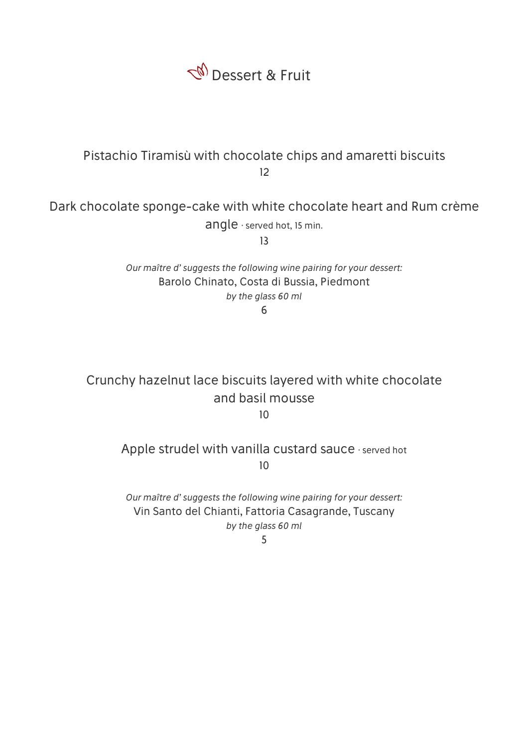# Dessert & Fruit

Pistachio Tiramisù with chocolate chips and amaretti biscuits
12

Dark chocolate sponge-cake with white chocolate heart and Rum crème angle · served hot, 15 min.
13

*Our maître d' suggests the following wine pairing for your dessert:*
Barolo Chinato, Costa di Bussia, Piedmont
*by the glass 60 ml*
6

Crunchy hazelnut lace biscuits layered with white chocolate and basil mousse
10

Apple strudel with vanilla custard sauce · served hot
10

*Our maître d' suggests the following wine pairing for your dessert:*
Vin Santo del Chianti, Fattoria Casagrande, Tuscany
*by the glass 60 ml*
5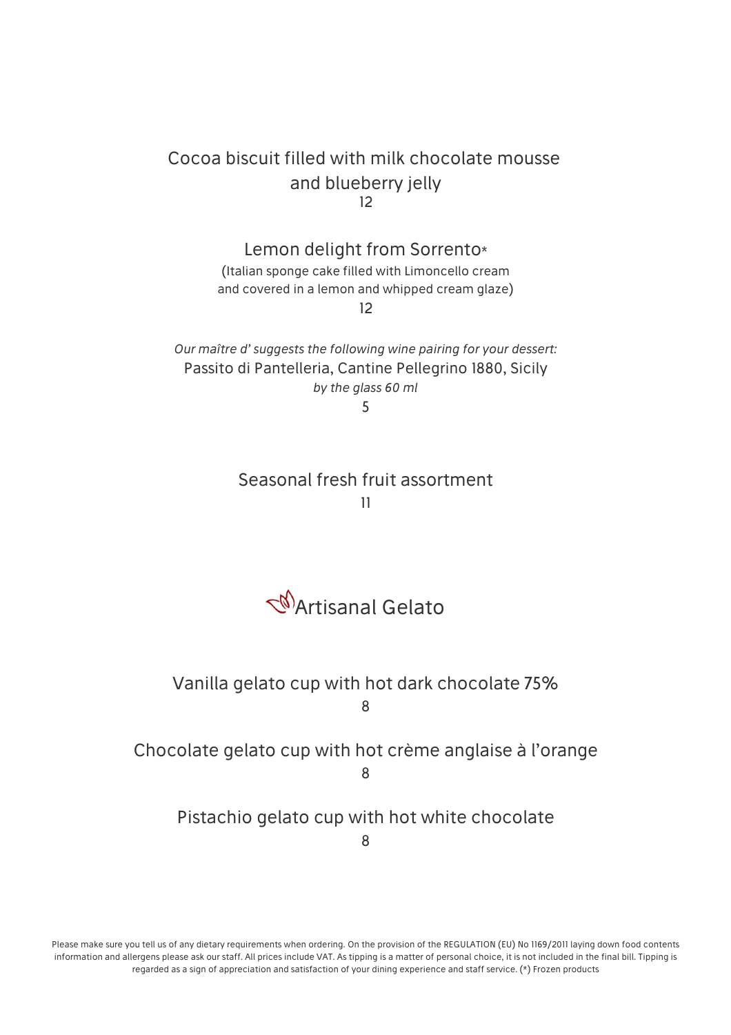Cocoa biscuit filled with milk chocolate mousse and blueberry jelly
12

Lemon delight from Sorrento*
(Italian sponge cake filled with Limoncello cream and covered in a lemon and whipped cream glaze)
12

*Our maître d' suggests the following wine pairing for your dessert:*
Passito di Pantelleria, Cantine Pellegrino 1880, Sicily
*by the glass 60 ml*
5

Seasonal fresh fruit assortment
11

## Artisanal Gelato

Vanilla gelato cup with hot dark chocolate 75%
8

Chocolate gelato cup with hot crème anglaise à l'orange
8

Pistachio gelato cup with hot white chocolate
8

Please make sure you tell us of any dietary requirements when ordering. On the provision of the REGULATION (EU) No 1169/2011 laying down food contents information and allergens please ask our staff. All prices include VAT. As tipping is a matter of personal choice, it is not included in the final bill. Tipping is regarded as a sign of appreciation and satisfaction of your dining experience and staff service. (*) Frozen products